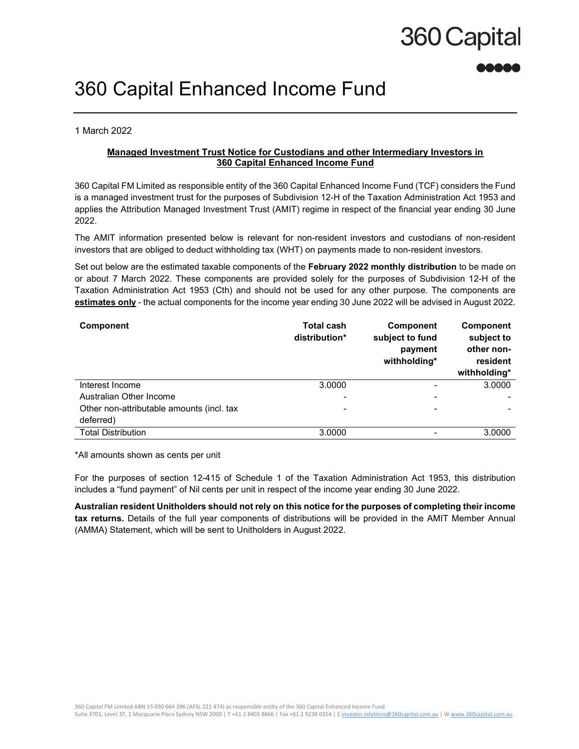# 360 Capital Enhanced Income Fund

1 March 2022

**Managed Investment Trust Notice for Custodians and other Intermediary Investors in 360 Capital Enhanced Income Fund**

360 Capital FM Limited as responsible entity of the 360 Capital Enhanced Income Fund (TCF) considers the Fund is a managed investment trust for the purposes of Subdivision 12-H of the Taxation Administration Act 1953 and applies the Attribution Managed Investment Trust (AMIT) regime in respect of the financial year ending 30 June 2022.

The AMIT information presented below is relevant for non-resident investors and custodians of non-resident investors that are obliged to deduct withholding tax (WHT) on payments made to non-resident investors.

Set out below are the estimated taxable components of the **February 2022 monthly distribution** to be made on or about 7 March 2022. These components are provided solely for the purposes of Subdivision 12-H of the Taxation Administration Act 1953 (Cth) and should not be used for any other purpose. The components are **estimates only** - the actual components for the income year ending 30 June 2022 will be advised in August 2022.

| Component | Total cash distribution* | Component subject to fund payment withholding* | Component subject to other non-resident withholding* |
|---|---|---|---|
| Interest Income | 3.0000 | - | 3.0000 |
| Australian Other Income | - | - | - |
| Other non-attributable amounts (incl. tax deferred) | - | - | - |
| Total Distribution | 3.0000 | - | 3.0000 |

*All amounts shown as cents per unit

For the purposes of section 12-415 of Schedule 1 of the Taxation Administration Act 1953, this distribution includes a "fund payment" of Nil cents per unit in respect of the income year ending 30 June 2022.

**Australian resident Unitholders should not rely on this notice for the purposes of completing their income tax returns.** Details of the full year components of distributions will be provided in the AMIT Member Annual (AMMA) Statement, which will be sent to Unitholders in August 2022.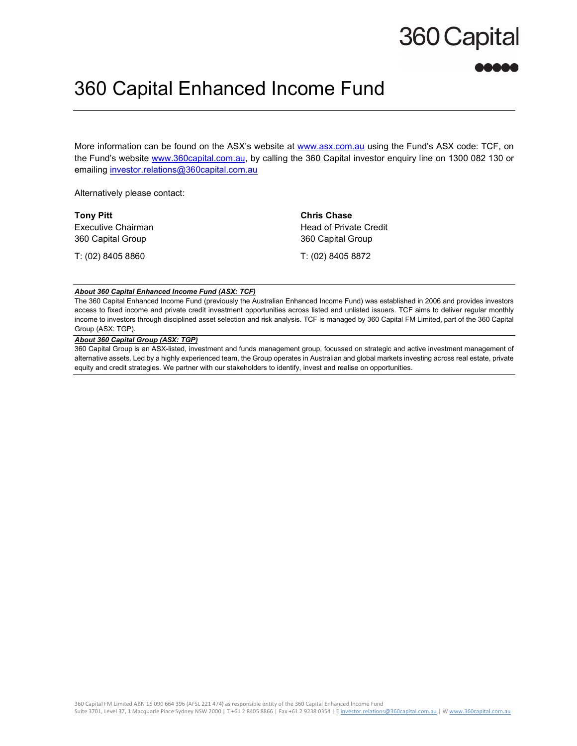# 360 Capital Enhanced Income Fund

More information can be found on the ASX's website at www.asx.com.au using the Fund's ASX code: TCF, on the Fund's website www.360capital.com.au, by calling the 360 Capital investor enquiry line on 1300 082 130 or emailing investor.relations@360capital.com.au

Alternatively please contact:

**Tony Pitt**
Executive Chairman
360 Capital Group

T: (02) 8405 8860

**Chris Chase**
Head of Private Credit
360 Capital Group

T: (02) 8405 8872

***About 360 Capital Enhanced Income Fund (ASX: TCF)***

The 360 Capital Enhanced Income Fund (previously the Australian Enhanced Income Fund) was established in 2006 and provides investors access to fixed income and private credit investment opportunities across listed and unlisted issuers. TCF aims to deliver regular monthly income to investors through disciplined asset selection and risk analysis. TCF is managed by 360 Capital FM Limited, part of the 360 Capital Group (ASX: TGP).

***About 360 Capital Group (ASX: TGP)***

360 Capital Group is an ASX-listed, investment and funds management group, focussed on strategic and active investment management of alternative assets. Led by a highly experienced team, the Group operates in Australian and global markets investing across real estate, private equity and credit strategies. We partner with our stakeholders to identify, invest and realise on opportunities.

360 Capital FM Limited ABN 15 090 664 396 (AFSL 221 474) as responsible entity of the 360 Capital Enhanced Income Fund
Suite 3701, Level 37, 1 Macquarie Place Sydney NSW 2000 | T +61 2 8405 8866 | Fax +61 2 9238 0354 | E investor.relations@360capital.com.au | W www.360capital.com.au